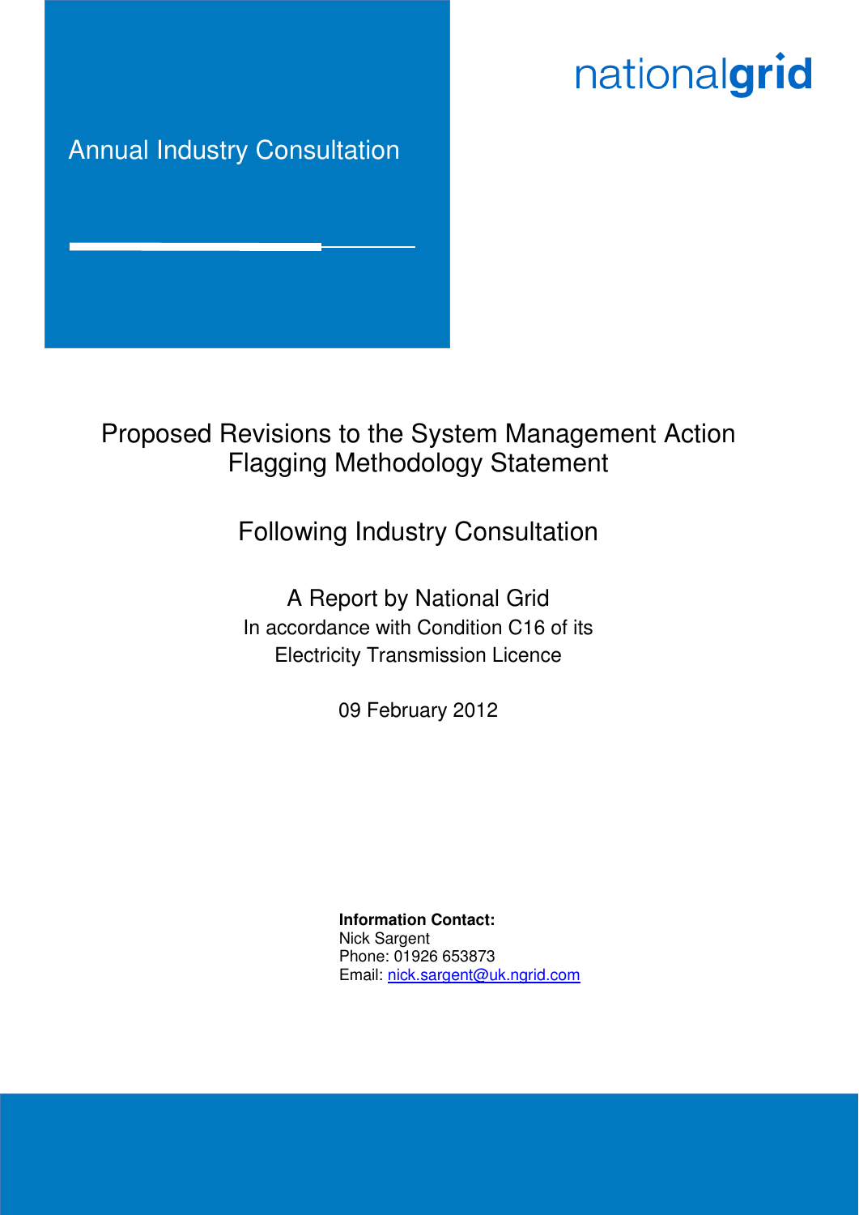Annual Industry Consultation

nationalgrid

# Proposed Revisions to the System Management Action Flagging Methodology Statement

## Following Industry Consultation

A Report by National Grid

In accordance with Condition C16 of its Electricity Transmission Licence

09 February 2012

**Information Contact:**
Nick Sargent
Phone: 01926 653873
Email: nick.sargent@uk.ngrid.com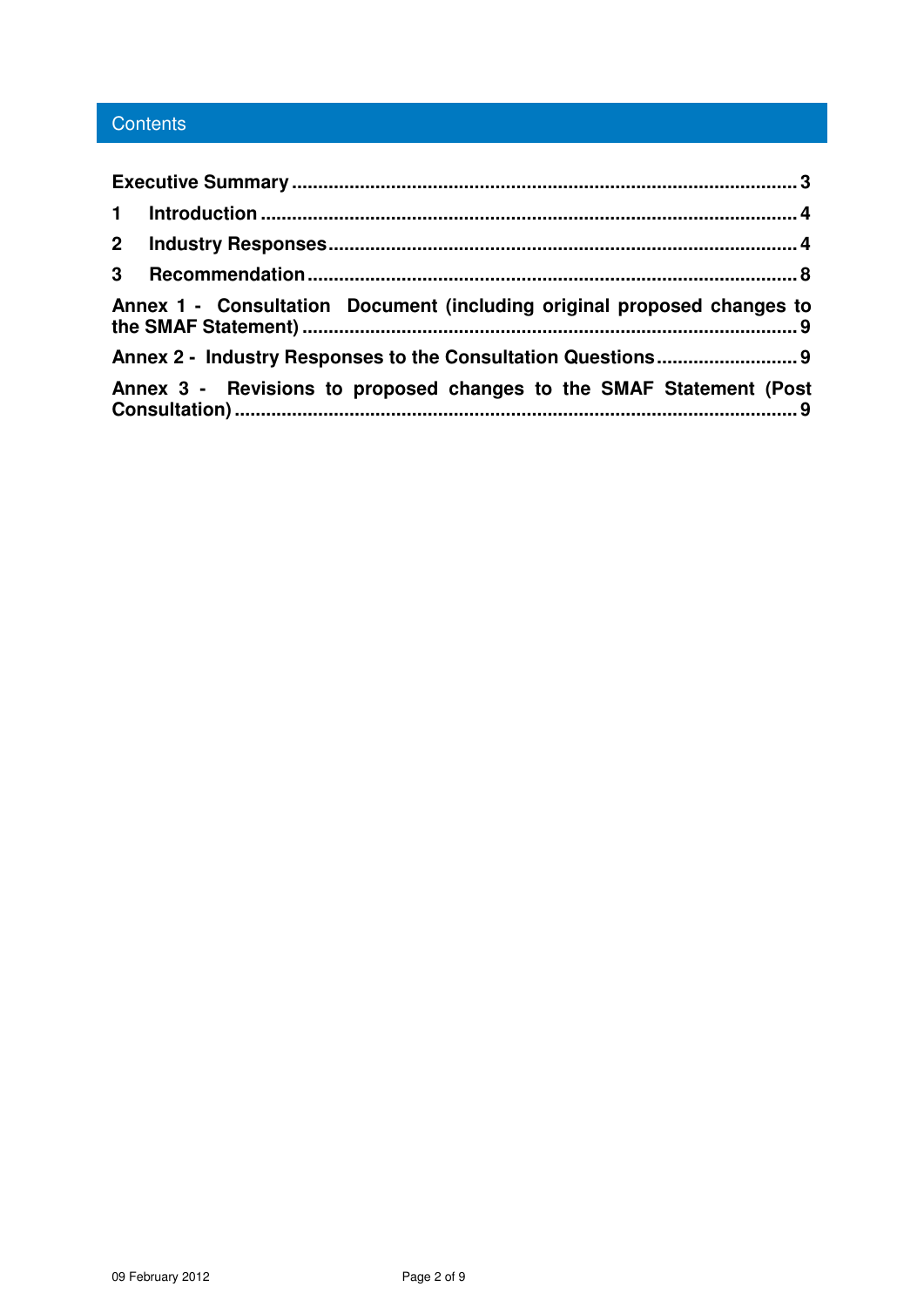## Contents

**Executive Summary** ............................................................ 3

**1 Introduction** ............................................................ 4

**2 Industry Responses** ............................................................ 4

**3 Recommendation** ............................................................ 8

**Annex 1 - Consultation Document (including original proposed changes to the SMAF Statement)** ............................................................ 9

**Annex 2 - Industry Responses to the Consultation Questions** ............................................................ 9

**Annex 3 - Revisions to proposed changes to the SMAF Statement (Post Consultation)** ............................................................ 9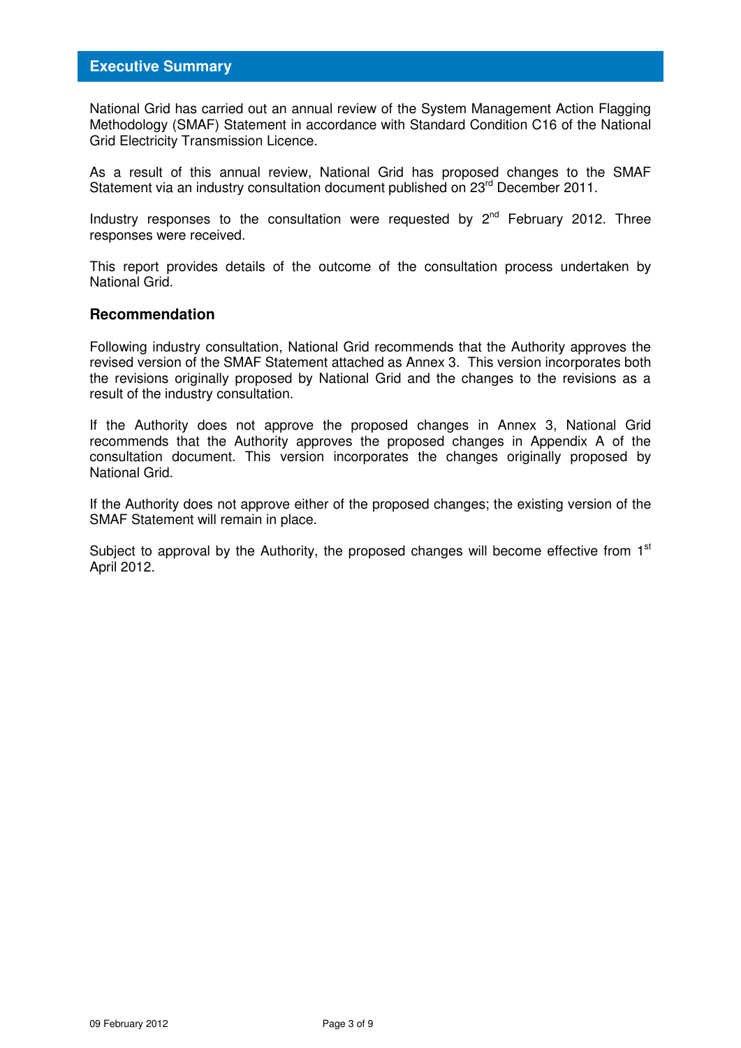## Executive Summary

National Grid has carried out an annual review of the System Management Action Flagging Methodology (SMAF) Statement in accordance with Standard Condition C16 of the National Grid Electricity Transmission Licence.

As a result of this annual review, National Grid has proposed changes to the SMAF Statement via an industry consultation document published on 23rd December 2011.

Industry responses to the consultation were requested by 2nd February 2012. Three responses were received.

This report provides details of the outcome of the consultation process undertaken by National Grid.

### Recommendation

Following industry consultation, National Grid recommends that the Authority approves the revised version of the SMAF Statement attached as Annex 3. This version incorporates both the revisions originally proposed by National Grid and the changes to the revisions as a result of the industry consultation.

If the Authority does not approve the proposed changes in Annex 3, National Grid recommends that the Authority approves the proposed changes in Appendix A of the consultation document. This version incorporates the changes originally proposed by National Grid.

If the Authority does not approve either of the proposed changes; the existing version of the SMAF Statement will remain in place.

Subject to approval by the Authority, the proposed changes will become effective from 1st April 2012.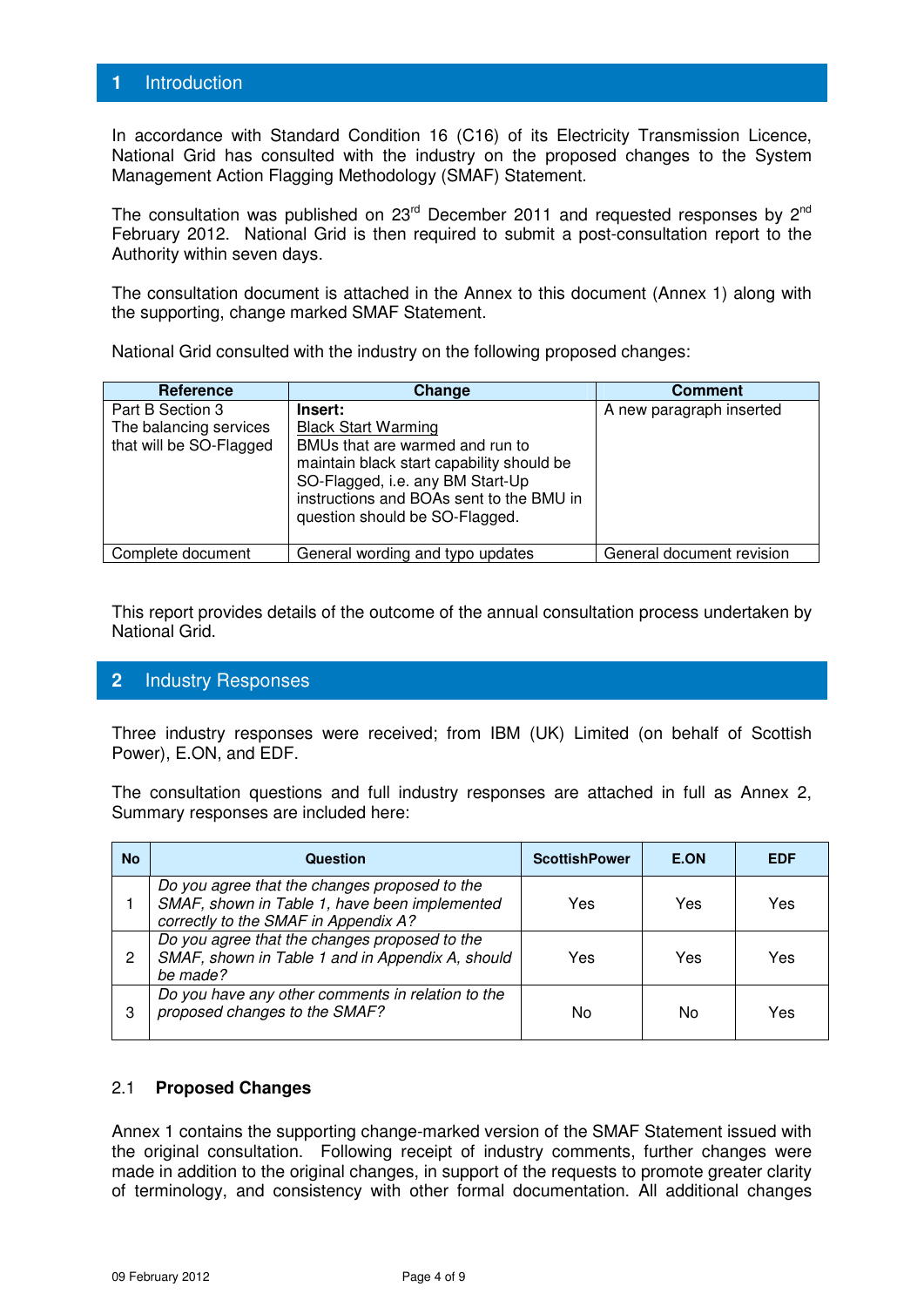# 1 Introduction

In accordance with Standard Condition 16 (C16) of its Electricity Transmission Licence, National Grid has consulted with the industry on the proposed changes to the System Management Action Flagging Methodology (SMAF) Statement.

The consultation was published on 23rd December 2011 and requested responses by 2nd February 2012. National Grid is then required to submit a post-consultation report to the Authority within seven days.

The consultation document is attached in the Annex to this document (Annex 1) along with the supporting, change marked SMAF Statement.

National Grid consulted with the industry on the following proposed changes:

| Reference | Change | Comment |
|---|---|---|
| Part B Section 3 The balancing services that will be SO-Flagged | **Insert:** Black Start Warming BMUs that are warmed and run to maintain black start capability should be SO-Flagged, i.e. any BM Start-Up instructions and BOAs sent to the BMU in question should be SO-Flagged. | A new paragraph inserted |
| Complete document | General wording and typo updates | General document revision |

This report provides details of the outcome of the annual consultation process undertaken by National Grid.

# 2 Industry Responses

Three industry responses were received; from IBM (UK) Limited (on behalf of Scottish Power), E.ON, and EDF.

The consultation questions and full industry responses are attached in full as Annex 2, Summary responses are included here:

| No | Question | ScottishPower | E.ON | EDF |
|---|---|---|---|---|
| 1 | *Do you agree that the changes proposed to the SMAF, shown in Table 1, have been implemented correctly to the SMAF in Appendix A?* | Yes | Yes | Yes |
| 2 | *Do you agree that the changes proposed to the SMAF, shown in Table 1 and in Appendix A, should be made?* | Yes | Yes | Yes |
| 3 | *Do you have any other comments in relation to the proposed changes to the SMAF?* | No | No | Yes |

## 2.1 Proposed Changes

Annex 1 contains the supporting change-marked version of the SMAF Statement issued with the original consultation. Following receipt of industry comments, further changes were made in addition to the original changes, in support of the requests to promote greater clarity of terminology, and consistency with other formal documentation. All additional changes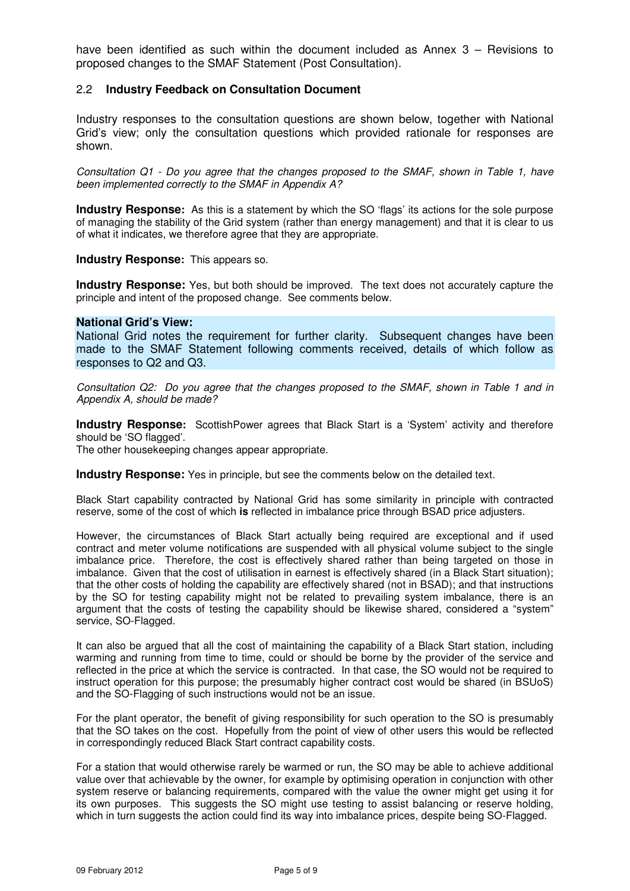have been identified as such within the document included as Annex 3 – Revisions to proposed changes to the SMAF Statement (Post Consultation).

### 2.2 Industry Feedback on Consultation Document

Industry responses to the consultation questions are shown below, together with National Grid's view; only the consultation questions which provided rationale for responses are shown.

*Consultation Q1 - Do you agree that the changes proposed to the SMAF, shown in Table 1, have been implemented correctly to the SMAF in Appendix A?*

**Industry Response:** As this is a statement by which the SO 'flags' its actions for the sole purpose of managing the stability of the Grid system (rather than energy management) and that it is clear to us of what it indicates, we therefore agree that they are appropriate.

**Industry Response:** This appears so.

**Industry Response:** Yes, but both should be improved. The text does not accurately capture the principle and intent of the proposed change. See comments below.

**National Grid's View:**
National Grid notes the requirement for further clarity. Subsequent changes have been made to the SMAF Statement following comments received, details of which follow as responses to Q2 and Q3.

*Consultation Q2: Do you agree that the changes proposed to the SMAF, shown in Table 1 and in Appendix A, should be made?*

**Industry Response:** ScottishPower agrees that Black Start is a 'System' activity and therefore should be 'SO flagged'.
The other housekeeping changes appear appropriate.

**Industry Response:** Yes in principle, but see the comments below on the detailed text.

Black Start capability contracted by National Grid has some similarity in principle with contracted reserve, some of the cost of which **is** reflected in imbalance price through BSAD price adjusters.

However, the circumstances of Black Start actually being required are exceptional and if used contract and meter volume notifications are suspended with all physical volume subject to the single imbalance price. Therefore, the cost is effectively shared rather than being targeted on those in imbalance. Given that the cost of utilisation in earnest is effectively shared (in a Black Start situation); that the other costs of holding the capability are effectively shared (not in BSAD); and that instructions by the SO for testing capability might not be related to prevailing system imbalance, there is an argument that the costs of testing the capability should be likewise shared, considered a "system" service, SO-Flagged.

It can also be argued that all the cost of maintaining the capability of a Black Start station, including warming and running from time to time, could or should be borne by the provider of the service and reflected in the price at which the service is contracted. In that case, the SO would not be required to instruct operation for this purpose; the presumably higher contract cost would be shared (in BSUoS) and the SO-Flagging of such instructions would not be an issue.

For the plant operator, the benefit of giving responsibility for such operation to the SO is presumably that the SO takes on the cost. Hopefully from the point of view of other users this would be reflected in correspondingly reduced Black Start contract capability costs.

For a station that would otherwise rarely be warmed or run, the SO may be able to achieve additional value over that achievable by the owner, for example by optimising operation in conjunction with other system reserve or balancing requirements, compared with the value the owner might get using it for its own purposes. This suggests the SO might use testing to assist balancing or reserve holding, which in turn suggests the action could find its way into imbalance prices, despite being SO-Flagged.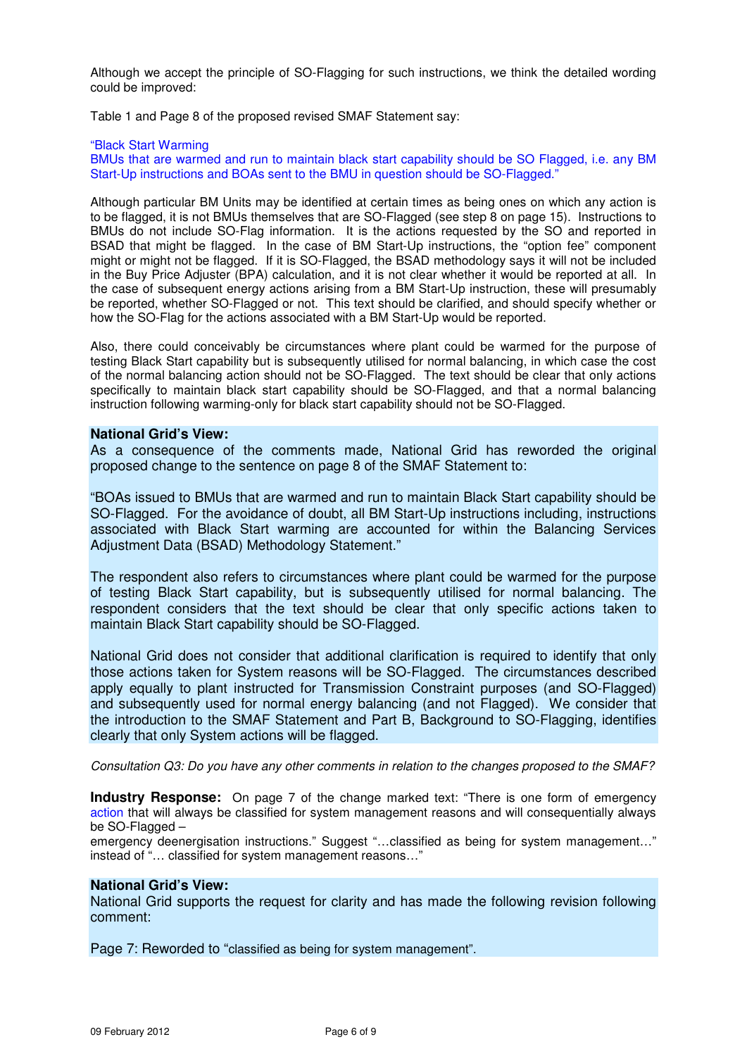Although we accept the principle of SO-Flagging for such instructions, we think the detailed wording could be improved:

Table 1 and Page 8 of the proposed revised SMAF Statement say:

"Black Start Warming
BMUs that are warmed and run to maintain black start capability should be SO Flagged, i.e. any BM Start-Up instructions and BOAs sent to the BMU in question should be SO-Flagged."

Although particular BM Units may be identified at certain times as being ones on which any action is to be flagged, it is not BMUs themselves that are SO-Flagged (see step 8 on page 15). Instructions to BMUs do not include SO-Flag information. It is the actions requested by the SO and reported in BSAD that might be flagged. In the case of BM Start-Up instructions, the "option fee" component might or might not be flagged. If it is SO-Flagged, the BSAD methodology says it will not be included in the Buy Price Adjuster (BPA) calculation, and it is not clear whether it would be reported at all. In the case of subsequent energy actions arising from a BM Start-Up instruction, these will presumably be reported, whether SO-Flagged or not. This text should be clarified, and should specify whether or how the SO-Flag for the actions associated with a BM Start-Up would be reported.

Also, there could conceivably be circumstances where plant could be warmed for the purpose of testing Black Start capability but is subsequently utilised for normal balancing, in which case the cost of the normal balancing action should not be SO-Flagged. The text should be clear that only actions specifically to maintain black start capability should be SO-Flagged, and that a normal balancing instruction following warming-only for black start capability should not be SO-Flagged.

**National Grid's View:**
As a consequence of the comments made, National Grid has reworded the original proposed change to the sentence on page 8 of the SMAF Statement to:

"BOAs issued to BMUs that are warmed and run to maintain Black Start capability should be SO-Flagged. For the avoidance of doubt, all BM Start-Up instructions including, instructions associated with Black Start warming are accounted for within the Balancing Services Adjustment Data (BSAD) Methodology Statement."

The respondent also refers to circumstances where plant could be warmed for the purpose of testing Black Start capability, but is subsequently utilised for normal balancing. The respondent considers that the text should be clear that only specific actions taken to maintain Black Start capability should be SO-Flagged.

National Grid does not consider that additional clarification is required to identify that only those actions taken for System reasons will be SO-Flagged. The circumstances described apply equally to plant instructed for Transmission Constraint purposes (and SO-Flagged) and subsequently used for normal energy balancing (and not Flagged). We consider that the introduction to the SMAF Statement and Part B, Background to SO-Flagging, identifies clearly that only System actions will be flagged.

*Consultation Q3: Do you have any other comments in relation to the changes proposed to the SMAF?*

**Industry Response:** On page 7 of the change marked text: "There is one form of emergency action that will always be classified for system management reasons and will consequentially always be SO-Flagged –
emergency deenergisation instructions." Suggest "…classified as being for system management…" instead of "… classified for system management reasons…"

**National Grid's View:**
National Grid supports the request for clarity and has made the following revision following comment:

Page 7: Reworded to "classified as being for system management".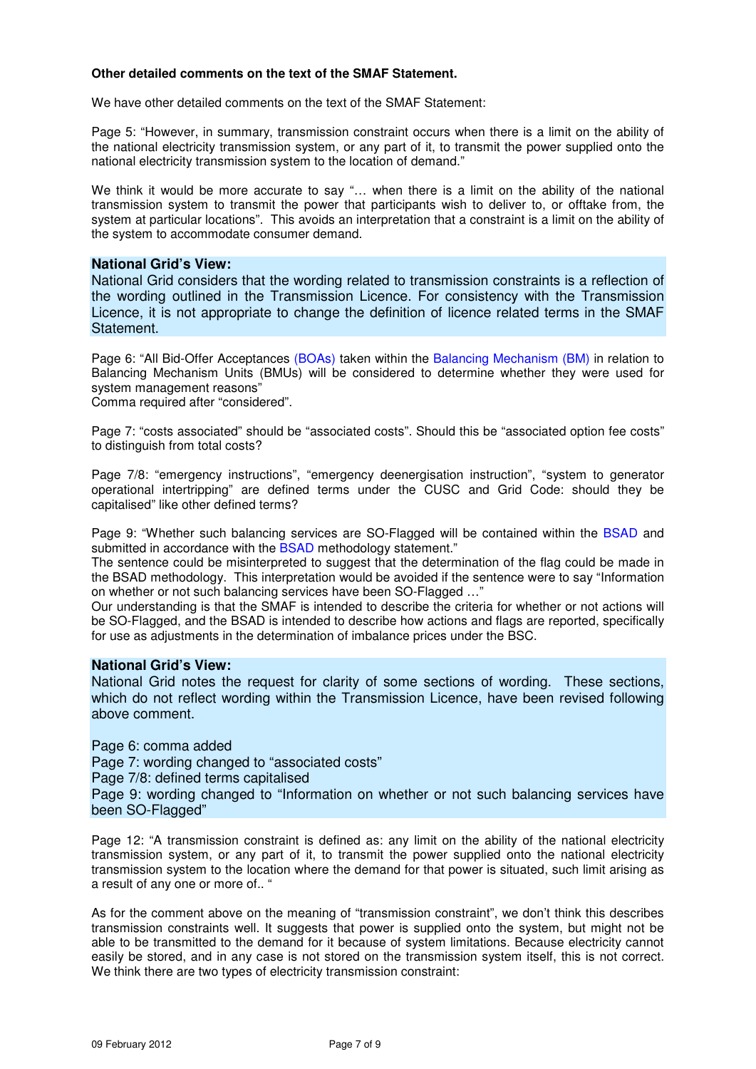**Other detailed comments on the text of the SMAF Statement.**

We have other detailed comments on the text of the SMAF Statement:

Page 5: "However, in summary, transmission constraint occurs when there is a limit on the ability of the national electricity transmission system, or any part of it, to transmit the power supplied onto the national electricity transmission system to the location of demand."

We think it would be more accurate to say "… when there is a limit on the ability of the national transmission system to transmit the power that participants wish to deliver to, or offtake from, the system at particular locations". This avoids an interpretation that a constraint is a limit on the ability of the system to accommodate consumer demand.

**National Grid's View:**

National Grid considers that the wording related to transmission constraints is a reflection of the wording outlined in the Transmission Licence. For consistency with the Transmission Licence, it is not appropriate to change the definition of licence related terms in the SMAF Statement.

Page 6: "All Bid-Offer Acceptances (BOAs) taken within the Balancing Mechanism (BM) in relation to Balancing Mechanism Units (BMUs) will be considered to determine whether they were used for system management reasons"
Comma required after "considered".

Page 7: "costs associated" should be "associated costs". Should this be "associated option fee costs" to distinguish from total costs?

Page 7/8: "emergency instructions", "emergency deenergisation instruction", "system to generator operational intertripping" are defined terms under the CUSC and Grid Code: should they be capitalised" like other defined terms?

Page 9: "Whether such balancing services are SO-Flagged will be contained within the BSAD and submitted in accordance with the BSAD methodology statement."
The sentence could be misinterpreted to suggest that the determination of the flag could be made in the BSAD methodology. This interpretation would be avoided if the sentence were to say "Information on whether or not such balancing services have been SO-Flagged …"
Our understanding is that the SMAF is intended to describe the criteria for whether or not actions will be SO-Flagged, and the BSAD is intended to describe how actions and flags are reported, specifically for use as adjustments in the determination of imbalance prices under the BSC.

**National Grid's View:**

National Grid notes the request for clarity of some sections of wording. These sections, which do not reflect wording within the Transmission Licence, have been revised following above comment.

Page 6: comma added
Page 7: wording changed to "associated costs"
Page 7/8: defined terms capitalised
Page 9: wording changed to "Information on whether or not such balancing services have been SO-Flagged"

Page 12: "A transmission constraint is defined as: any limit on the ability of the national electricity transmission system, or any part of it, to transmit the power supplied onto the national electricity transmission system to the location where the demand for that power is situated, such limit arising as a result of any one or more of.. "

As for the comment above on the meaning of "transmission constraint", we don't think this describes transmission constraints well. It suggests that power is supplied onto the system, but might not be able to be transmitted to the demand for it because of system limitations. Because electricity cannot easily be stored, and in any case is not stored on the transmission system itself, this is not correct. We think there are two types of electricity transmission constraint: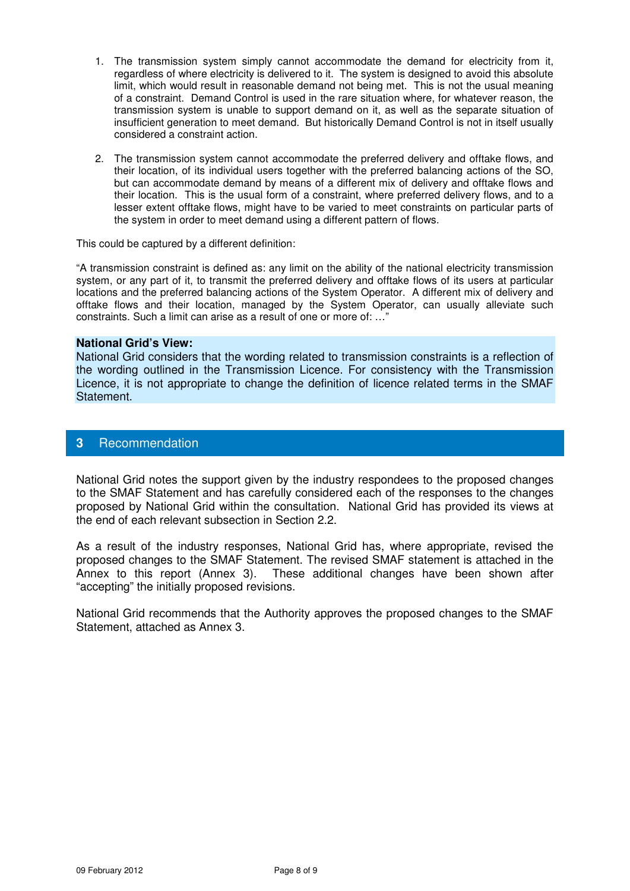1. The transmission system simply cannot accommodate the demand for electricity from it, regardless of where electricity is delivered to it. The system is designed to avoid this absolute limit, which would result in reasonable demand not being met. This is not the usual meaning of a constraint. Demand Control is used in the rare situation where, for whatever reason, the transmission system is unable to support demand on it, as well as the separate situation of insufficient generation to meet demand. But historically Demand Control is not in itself usually considered a constraint action.

2. The transmission system cannot accommodate the preferred delivery and offtake flows, and their location, of its individual users together with the preferred balancing actions of the SO, but can accommodate demand by means of a different mix of delivery and offtake flows and their location. This is the usual form of a constraint, where preferred delivery flows, and to a lesser extent offtake flows, might have to be varied to meet constraints on particular parts of the system in order to meet demand using a different pattern of flows.

This could be captured by a different definition:

"A transmission constraint is defined as: any limit on the ability of the national electricity transmission system, or any part of it, to transmit the preferred delivery and offtake flows of its users at particular locations and the preferred balancing actions of the System Operator. A different mix of delivery and offtake flows and their location, managed by the System Operator, can usually alleviate such constraints. Such a limit can arise as a result of one or more of: …"

**National Grid's View:**
National Grid considers that the wording related to transmission constraints is a reflection of the wording outlined in the Transmission Licence. For consistency with the Transmission Licence, it is not appropriate to change the definition of licence related terms in the SMAF Statement.

## 3 Recommendation

National Grid notes the support given by the industry respondees to the proposed changes to the SMAF Statement and has carefully considered each of the responses to the changes proposed by National Grid within the consultation. National Grid has provided its views at the end of each relevant subsection in Section 2.2.

As a result of the industry responses, National Grid has, where appropriate, revised the proposed changes to the SMAF Statement. The revised SMAF statement is attached in the Annex to this report (Annex 3). These additional changes have been shown after "accepting" the initially proposed revisions.

National Grid recommends that the Authority approves the proposed changes to the SMAF Statement, attached as Annex 3.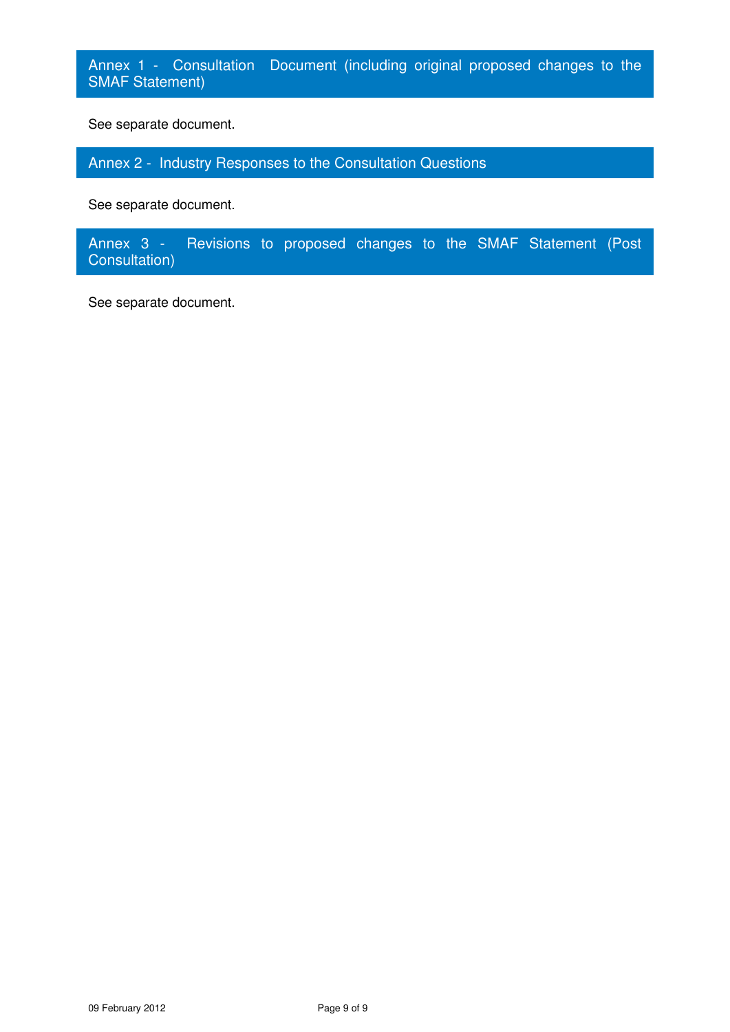## Annex 1 - Consultation Document (including original proposed changes to the SMAF Statement)

See separate document.

## Annex 2 - Industry Responses to the Consultation Questions

See separate document.

## Annex 3 - Revisions to proposed changes to the SMAF Statement (Post Consultation)

See separate document.